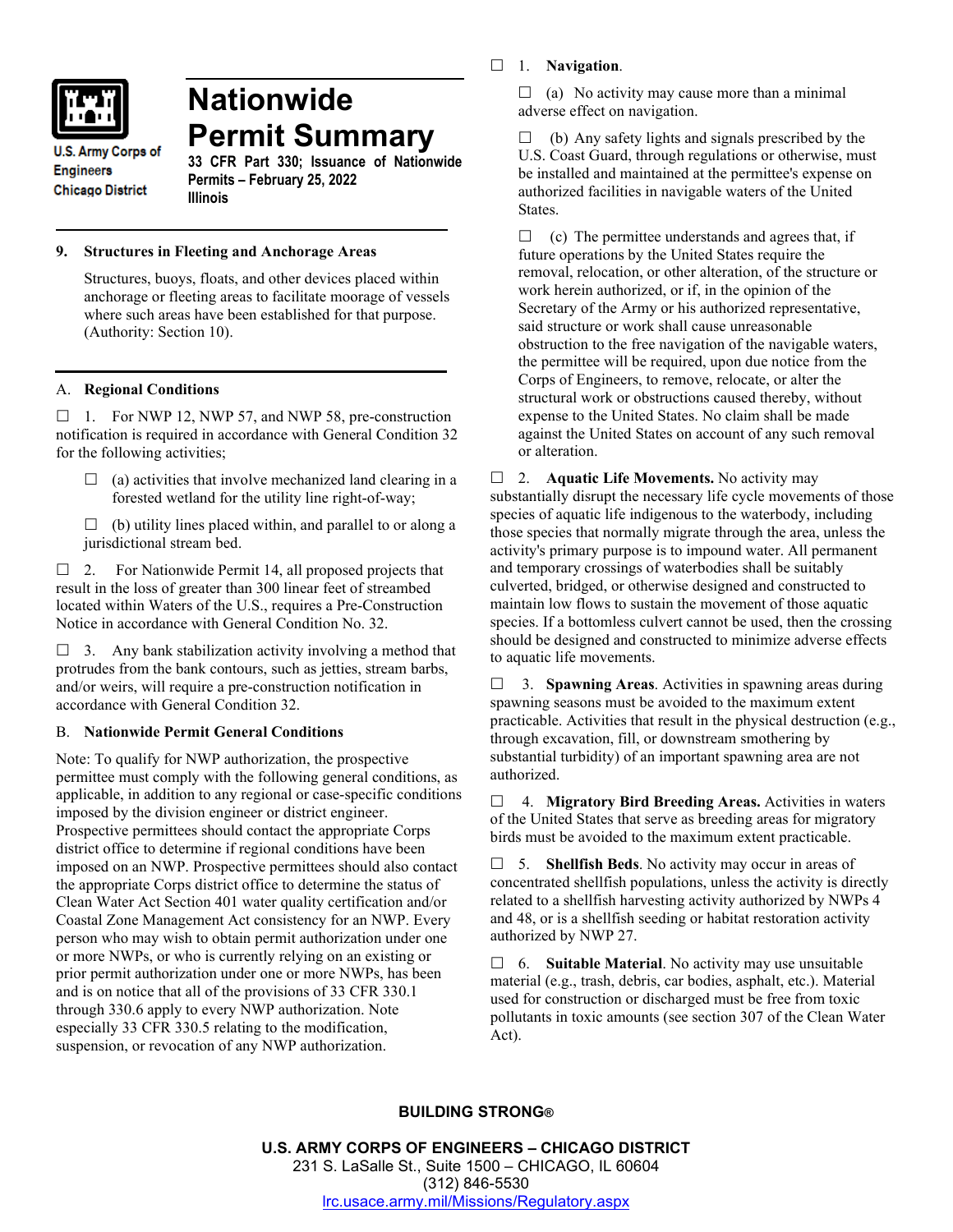U.S. Army Corps of Engineers
Chicago District

# Nationwide Permit Summary

**33 CFR Part 330; Issuance of Nationwide Permits – February 25, 2022**
**Illinois**

### 9. Structures in Fleeting and Anchorage Areas

Structures, buoys, floats, and other devices placed within anchorage or fleeting areas to facilitate moorage of vessels where such areas have been established for that purpose. (Authority: Section 10).

## A. Regional Conditions

☐ 1. For NWP 12, NWP 57, and NWP 58, pre-construction notification is required in accordance with General Condition 32 for the following activities;

☐ (a) activities that involve mechanized land clearing in a forested wetland for the utility line right-of-way;

☐ (b) utility lines placed within, and parallel to or along a jurisdictional stream bed.

☐ 2. For Nationwide Permit 14, all proposed projects that result in the loss of greater than 300 linear feet of streambed located within Waters of the U.S., requires a Pre-Construction Notice in accordance with General Condition No. 32.

☐ 3. Any bank stabilization activity involving a method that protrudes from the bank contours, such as jetties, stream barbs, and/or weirs, will require a pre-construction notification in accordance with General Condition 32.

## B. Nationwide Permit General Conditions

Note: To qualify for NWP authorization, the prospective permittee must comply with the following general conditions, as applicable, in addition to any regional or case-specific conditions imposed by the division engineer or district engineer. Prospective permittees should contact the appropriate Corps district office to determine if regional conditions have been imposed on an NWP. Prospective permittees should also contact the appropriate Corps district office to determine the status of Clean Water Act Section 401 water quality certification and/or Coastal Zone Management Act consistency for an NWP. Every person who may wish to obtain permit authorization under one or more NWPs, or who is currently relying on an existing or prior permit authorization under one or more NWPs, has been and is on notice that all of the provisions of 33 CFR 330.1 through 330.6 apply to every NWP authorization. Note especially 33 CFR 330.5 relating to the modification, suspension, or revocation of any NWP authorization.

☐ 1. **Navigation**.

☐ (a) No activity may cause more than a minimal adverse effect on navigation.

☐ (b) Any safety lights and signals prescribed by the U.S. Coast Guard, through regulations or otherwise, must be installed and maintained at the permittee's expense on authorized facilities in navigable waters of the United States.

☐ (c) The permittee understands and agrees that, if future operations by the United States require the removal, relocation, or other alteration, of the structure or work herein authorized, or if, in the opinion of the Secretary of the Army or his authorized representative, said structure or work shall cause unreasonable obstruction to the free navigation of the navigable waters, the permittee will be required, upon due notice from the Corps of Engineers, to remove, relocate, or alter the structural work or obstructions caused thereby, without expense to the United States. No claim shall be made against the United States on account of any such removal or alteration.

☐ 2. **Aquatic Life Movements.** No activity may substantially disrupt the necessary life cycle movements of those species of aquatic life indigenous to the waterbody, including those species that normally migrate through the area, unless the activity's primary purpose is to impound water. All permanent and temporary crossings of waterbodies shall be suitably culverted, bridged, or otherwise designed and constructed to maintain low flows to sustain the movement of those aquatic species. If a bottomless culvert cannot be used, then the crossing should be designed and constructed to minimize adverse effects to aquatic life movements.

☐ 3. **Spawning Areas**. Activities in spawning areas during spawning seasons must be avoided to the maximum extent practicable. Activities that result in the physical destruction (e.g., through excavation, fill, or downstream smothering by substantial turbidity) of an important spawning area are not authorized.

☐ 4. **Migratory Bird Breeding Areas.** Activities in waters of the United States that serve as breeding areas for migratory birds must be avoided to the maximum extent practicable.

☐ 5. **Shellfish Beds**. No activity may occur in areas of concentrated shellfish populations, unless the activity is directly related to a shellfish harvesting activity authorized by NWPs 4 and 48, or is a shellfish seeding or habitat restoration activity authorized by NWP 27.

☐ 6. **Suitable Material**. No activity may use unsuitable material (e.g., trash, debris, car bodies, asphalt, etc.). Material used for construction or discharged must be free from toxic pollutants in toxic amounts (see section 307 of the Clean Water Act).

**BUILDING STRONG®**

**U.S. ARMY CORPS OF ENGINEERS – CHICAGO DISTRICT**
231 S. LaSalle St., Suite 1500 – CHICAGO, IL 60604
(312) 846-5530
lrc.usace.army.mil/Missions/Regulatory.aspx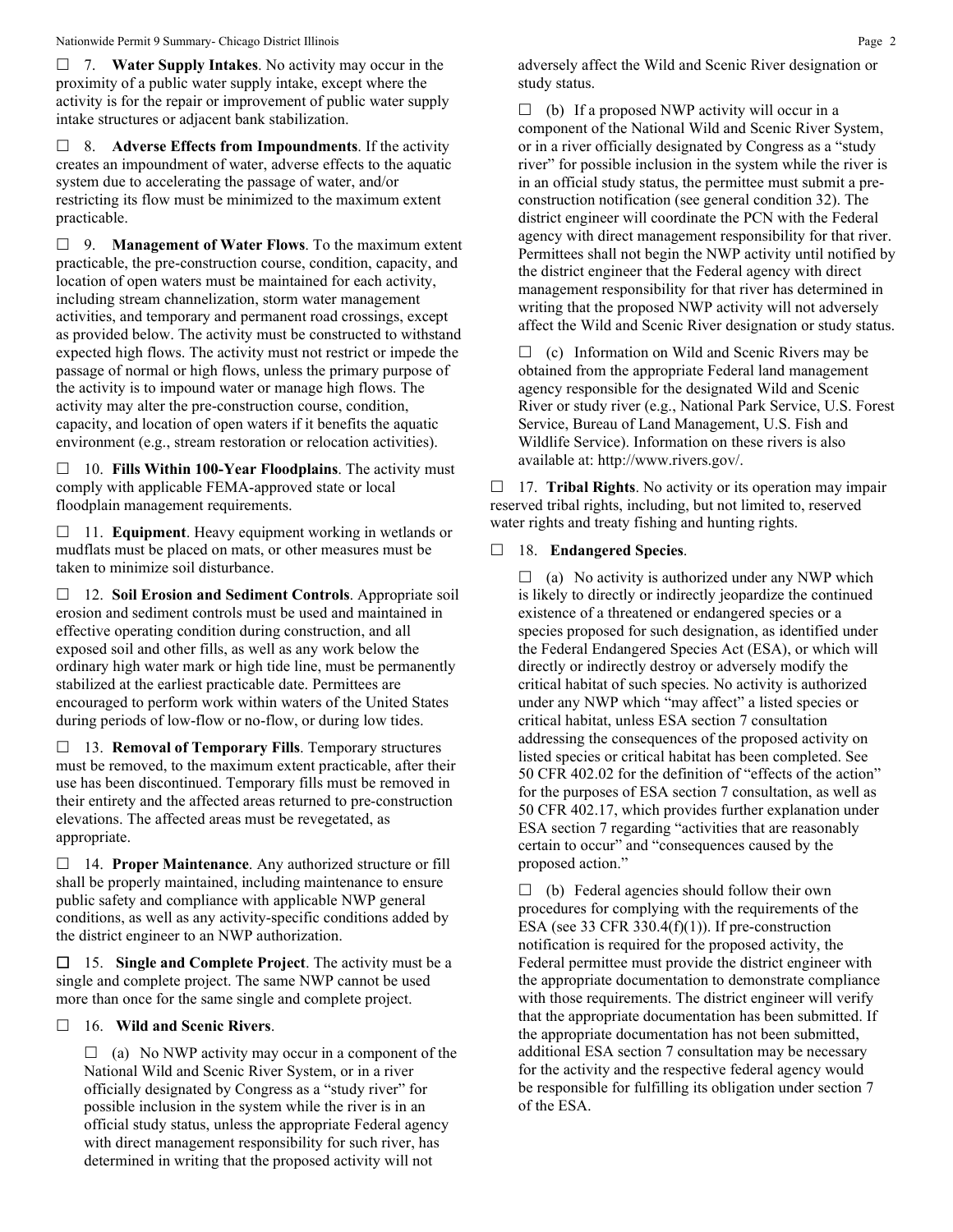☐ 7. **Water Supply Intakes**. No activity may occur in the proximity of a public water supply intake, except where the activity is for the repair or improvement of public water supply intake structures or adjacent bank stabilization.

☐ 8. **Adverse Effects from Impoundments**. If the activity creates an impoundment of water, adverse effects to the aquatic system due to accelerating the passage of water, and/or restricting its flow must be minimized to the maximum extent practicable.

☐ 9. **Management of Water Flows**. To the maximum extent practicable, the pre-construction course, condition, capacity, and location of open waters must be maintained for each activity, including stream channelization, storm water management activities, and temporary and permanent road crossings, except as provided below. The activity must be constructed to withstand expected high flows. The activity must not restrict or impede the passage of normal or high flows, unless the primary purpose of the activity is to impound water or manage high flows. The activity may alter the pre-construction course, condition, capacity, and location of open waters if it benefits the aquatic environment (e.g., stream restoration or relocation activities).

☐ 10. **Fills Within 100-Year Floodplains**. The activity must comply with applicable FEMA-approved state or local floodplain management requirements.

☐ 11. **Equipment**. Heavy equipment working in wetlands or mudflats must be placed on mats, or other measures must be taken to minimize soil disturbance.

☐ 12. **Soil Erosion and Sediment Controls**. Appropriate soil erosion and sediment controls must be used and maintained in effective operating condition during construction, and all exposed soil and other fills, as well as any work below the ordinary high water mark or high tide line, must be permanently stabilized at the earliest practicable date. Permittees are encouraged to perform work within waters of the United States during periods of low-flow or no-flow, or during low tides.

☐ 13. **Removal of Temporary Fills**. Temporary structures must be removed, to the maximum extent practicable, after their use has been discontinued. Temporary fills must be removed in their entirety and the affected areas returned to pre-construction elevations. The affected areas must be revegetated, as appropriate.

☐ 14. **Proper Maintenance**. Any authorized structure or fill shall be properly maintained, including maintenance to ensure public safety and compliance with applicable NWP general conditions, as well as any activity-specific conditions added by the district engineer to an NWP authorization.

☐ 15. **Single and Complete Project**. The activity must be a single and complete project. The same NWP cannot be used more than once for the same single and complete project.

☐ 16. **Wild and Scenic Rivers**.

☐ (a) No NWP activity may occur in a component of the National Wild and Scenic River System, or in a river officially designated by Congress as a "study river" for possible inclusion in the system while the river is in an official study status, unless the appropriate Federal agency with direct management responsibility for such river, has determined in writing that the proposed activity will not adversely affect the Wild and Scenic River designation or study status.

☐ (b) If a proposed NWP activity will occur in a component of the National Wild and Scenic River System, or in a river officially designated by Congress as a "study river" for possible inclusion in the system while the river is in an official study status, the permittee must submit a pre-construction notification (see general condition 32). The district engineer will coordinate the PCN with the Federal agency with direct management responsibility for that river. Permittees shall not begin the NWP activity until notified by the district engineer that the Federal agency with direct management responsibility for that river has determined in writing that the proposed NWP activity will not adversely affect the Wild and Scenic River designation or study status.

☐ (c) Information on Wild and Scenic Rivers may be obtained from the appropriate Federal land management agency responsible for the designated Wild and Scenic River or study river (e.g., National Park Service, U.S. Forest Service, Bureau of Land Management, U.S. Fish and Wildlife Service). Information on these rivers is also available at: http://www.rivers.gov/.

☐ 17. **Tribal Rights**. No activity or its operation may impair reserved tribal rights, including, but not limited to, reserved water rights and treaty fishing and hunting rights.

☐ 18. **Endangered Species**.

☐ (a) No activity is authorized under any NWP which is likely to directly or indirectly jeopardize the continued existence of a threatened or endangered species or a species proposed for such designation, as identified under the Federal Endangered Species Act (ESA), or which will directly or indirectly destroy or adversely modify the critical habitat of such species. No activity is authorized under any NWP which "may affect" a listed species or critical habitat, unless ESA section 7 consultation addressing the consequences of the proposed activity on listed species or critical habitat has been completed. See 50 CFR 402.02 for the definition of "effects of the action" for the purposes of ESA section 7 consultation, as well as 50 CFR 402.17, which provides further explanation under ESA section 7 regarding "activities that are reasonably certain to occur" and "consequences caused by the proposed action."

☐ (b) Federal agencies should follow their own procedures for complying with the requirements of the ESA (see 33 CFR 330.4(f)(1)). If pre-construction notification is required for the proposed activity, the Federal permittee must provide the district engineer with the appropriate documentation to demonstrate compliance with those requirements. The district engineer will verify that the appropriate documentation has been submitted. If the appropriate documentation has not been submitted, additional ESA section 7 consultation may be necessary for the activity and the respective federal agency would be responsible for fulfilling its obligation under section 7 of the ESA.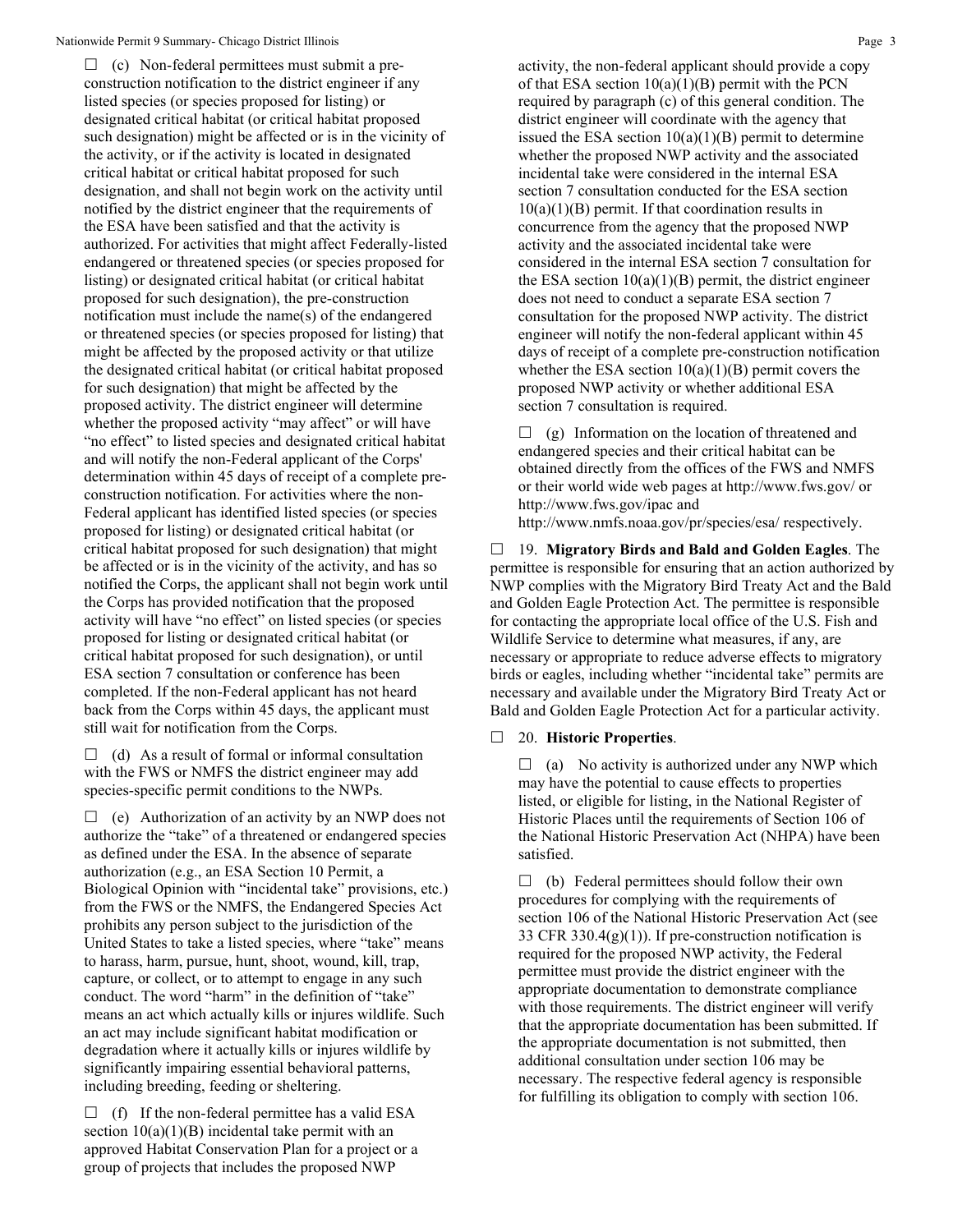☐ (c) Non-federal permittees must submit a pre-construction notification to the district engineer if any listed species (or species proposed for listing) or designated critical habitat (or critical habitat proposed such designation) might be affected or is in the vicinity of the activity, or if the activity is located in designated critical habitat or critical habitat proposed for such designation, and shall not begin work on the activity until notified by the district engineer that the requirements of the ESA have been satisfied and that the activity is authorized. For activities that might affect Federally-listed endangered or threatened species (or species proposed for listing) or designated critical habitat (or critical habitat proposed for such designation), the pre-construction notification must include the name(s) of the endangered or threatened species (or species proposed for listing) that might be affected by the proposed activity or that utilize the designated critical habitat (or critical habitat proposed for such designation) that might be affected by the proposed activity. The district engineer will determine whether the proposed activity "may affect" or will have "no effect" to listed species and designated critical habitat and will notify the non-Federal applicant of the Corps' determination within 45 days of receipt of a complete pre-construction notification. For activities where the non-Federal applicant has identified listed species (or species proposed for listing) or designated critical habitat (or critical habitat proposed for such designation) that might be affected or is in the vicinity of the activity, and has so notified the Corps, the applicant shall not begin work until the Corps has provided notification that the proposed activity will have "no effect" on listed species (or species proposed for listing or designated critical habitat (or critical habitat proposed for such designation), or until ESA section 7 consultation or conference has been completed. If the non-Federal applicant has not heard back from the Corps within 45 days, the applicant must still wait for notification from the Corps.

☐ (d) As a result of formal or informal consultation with the FWS or NMFS the district engineer may add species-specific permit conditions to the NWPs.

☐ (e) Authorization of an activity by an NWP does not authorize the "take" of a threatened or endangered species as defined under the ESA. In the absence of separate authorization (e.g., an ESA Section 10 Permit, a Biological Opinion with "incidental take" provisions, etc.) from the FWS or the NMFS, the Endangered Species Act prohibits any person subject to the jurisdiction of the United States to take a listed species, where "take" means to harass, harm, pursue, hunt, shoot, wound, kill, trap, capture, or collect, or to attempt to engage in any such conduct. The word "harm" in the definition of "take" means an act which actually kills or injures wildlife. Such an act may include significant habitat modification or degradation where it actually kills or injures wildlife by significantly impairing essential behavioral patterns, including breeding, feeding or sheltering.

☐ (f) If the non-federal permittee has a valid ESA section 10(a)(1)(B) incidental take permit with an approved Habitat Conservation Plan for a project or a group of projects that includes the proposed NWP activity, the non-federal applicant should provide a copy of that ESA section 10(a)(1)(B) permit with the PCN required by paragraph (c) of this general condition. The district engineer will coordinate with the agency that issued the ESA section 10(a)(1)(B) permit to determine whether the proposed NWP activity and the associated incidental take were considered in the internal ESA section 7 consultation conducted for the ESA section 10(a)(1)(B) permit. If that coordination results in concurrence from the agency that the proposed NWP activity and the associated incidental take were considered in the internal ESA section 7 consultation for the ESA section 10(a)(1)(B) permit, the district engineer does not need to conduct a separate ESA section 7 consultation for the proposed NWP activity. The district engineer will notify the non-federal applicant within 45 days of receipt of a complete pre-construction notification whether the ESA section 10(a)(1)(B) permit covers the proposed NWP activity or whether additional ESA section 7 consultation is required.

☐ (g) Information on the location of threatened and endangered species and their critical habitat can be obtained directly from the offices of the FWS and NMFS or their world wide web pages at http://www.fws.gov/ or http://www.fws.gov/ipac and http://www.nmfs.noaa.gov/pr/species/esa/ respectively.

☐ 19. **Migratory Birds and Bald and Golden Eagles**. The permittee is responsible for ensuring that an action authorized by NWP complies with the Migratory Bird Treaty Act and the Bald and Golden Eagle Protection Act. The permittee is responsible for contacting the appropriate local office of the U.S. Fish and Wildlife Service to determine what measures, if any, are necessary or appropriate to reduce adverse effects to migratory birds or eagles, including whether "incidental take" permits are necessary and available under the Migratory Bird Treaty Act or Bald and Golden Eagle Protection Act for a particular activity.

☐ 20. **Historic Properties**.

☐ (a) No activity is authorized under any NWP which may have the potential to cause effects to properties listed, or eligible for listing, in the National Register of Historic Places until the requirements of Section 106 of the National Historic Preservation Act (NHPA) have been satisfied.

☐ (b) Federal permittees should follow their own procedures for complying with the requirements of section 106 of the National Historic Preservation Act (see 33 CFR 330.4(g)(1)). If pre-construction notification is required for the proposed NWP activity, the Federal permittee must provide the district engineer with the appropriate documentation to demonstrate compliance with those requirements. The district engineer will verify that the appropriate documentation has been submitted. If the appropriate documentation is not submitted, then additional consultation under section 106 may be necessary. The respective federal agency is responsible for fulfilling its obligation to comply with section 106.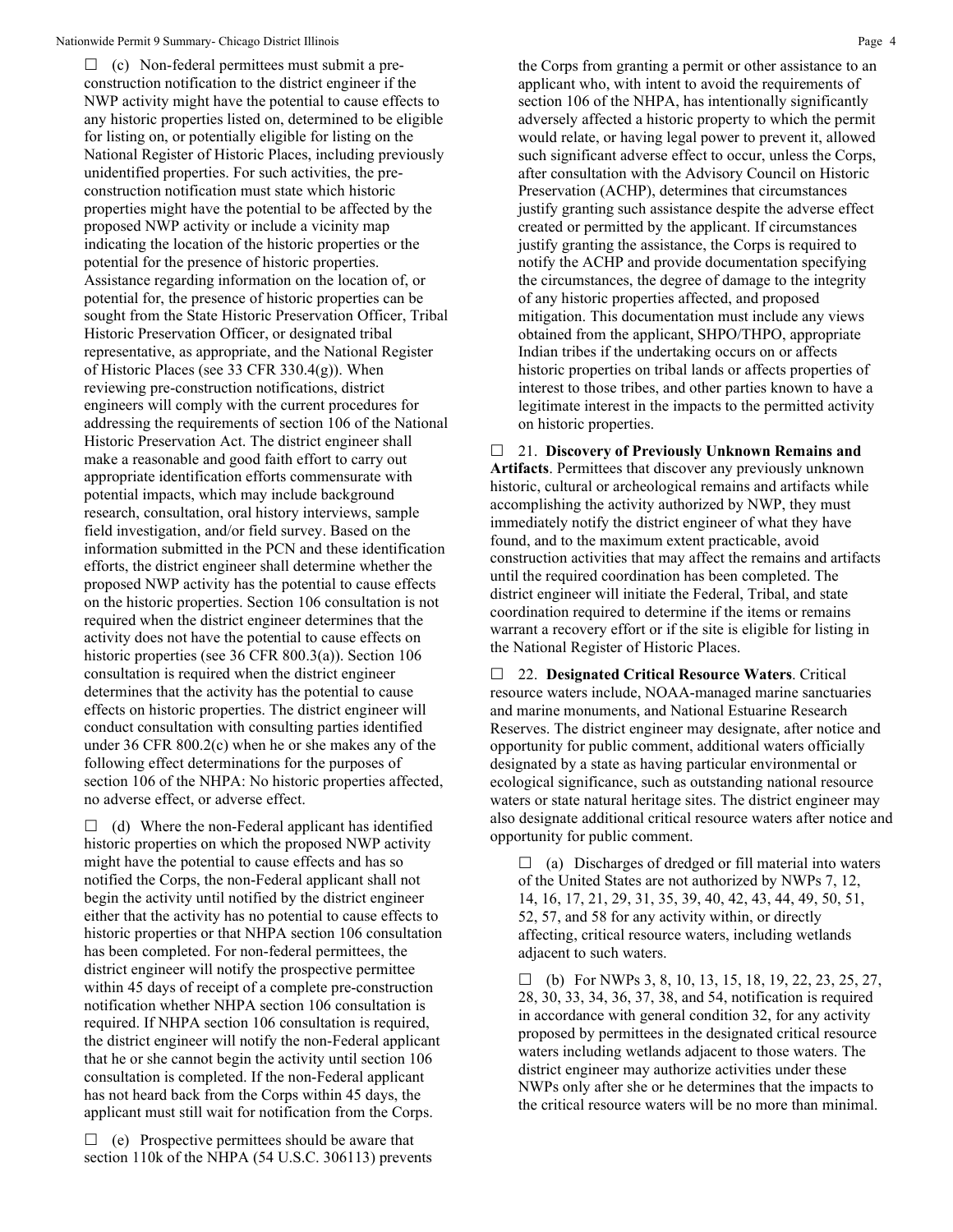☐ (c) Non-federal permittees must submit a pre-construction notification to the district engineer if the NWP activity might have the potential to cause effects to any historic properties listed on, determined to be eligible for listing on, or potentially eligible for listing on the National Register of Historic Places, including previously unidentified properties. For such activities, the pre-construction notification must state which historic properties might have the potential to be affected by the proposed NWP activity or include a vicinity map indicating the location of the historic properties or the potential for the presence of historic properties. Assistance regarding information on the location of, or potential for, the presence of historic properties can be sought from the State Historic Preservation Officer, Tribal Historic Preservation Officer, or designated tribal representative, as appropriate, and the National Register of Historic Places (see 33 CFR 330.4(g)). When reviewing pre-construction notifications, district engineers will comply with the current procedures for addressing the requirements of section 106 of the National Historic Preservation Act. The district engineer shall make a reasonable and good faith effort to carry out appropriate identification efforts commensurate with potential impacts, which may include background research, consultation, oral history interviews, sample field investigation, and/or field survey. Based on the information submitted in the PCN and these identification efforts, the district engineer shall determine whether the proposed NWP activity has the potential to cause effects on the historic properties. Section 106 consultation is not required when the district engineer determines that the activity does not have the potential to cause effects on historic properties (see 36 CFR 800.3(a)). Section 106 consultation is required when the district engineer determines that the activity has the potential to cause effects on historic properties. The district engineer will conduct consultation with consulting parties identified under 36 CFR 800.2(c) when he or she makes any of the following effect determinations for the purposes of section 106 of the NHPA: No historic properties affected, no adverse effect, or adverse effect.

☐ (d) Where the non-Federal applicant has identified historic properties on which the proposed NWP activity might have the potential to cause effects and has so notified the Corps, the non-Federal applicant shall not begin the activity until notified by the district engineer either that the activity has no potential to cause effects to historic properties or that NHPA section 106 consultation has been completed. For non-federal permittees, the district engineer will notify the prospective permittee within 45 days of receipt of a complete pre-construction notification whether NHPA section 106 consultation is required. If NHPA section 106 consultation is required, the district engineer will notify the non-Federal applicant that he or she cannot begin the activity until section 106 consultation is completed. If the non-Federal applicant has not heard back from the Corps within 45 days, the applicant must still wait for notification from the Corps.

☐ (e) Prospective permittees should be aware that section 110k of the NHPA (54 U.S.C. 306113) prevents the Corps from granting a permit or other assistance to an applicant who, with intent to avoid the requirements of section 106 of the NHPA, has intentionally significantly adversely affected a historic property to which the permit would relate, or having legal power to prevent it, allowed such significant adverse effect to occur, unless the Corps, after consultation with the Advisory Council on Historic Preservation (ACHP), determines that circumstances justify granting such assistance despite the adverse effect created or permitted by the applicant. If circumstances justify granting the assistance, the Corps is required to notify the ACHP and provide documentation specifying the circumstances, the degree of damage to the integrity of any historic properties affected, and proposed mitigation. This documentation must include any views obtained from the applicant, SHPO/THPO, appropriate Indian tribes if the undertaking occurs on or affects historic properties on tribal lands or affects properties of interest to those tribes, and other parties known to have a legitimate interest in the impacts to the permitted activity on historic properties.

☐ 21. **Discovery of Previously Unknown Remains and Artifacts**. Permittees that discover any previously unknown historic, cultural or archeological remains and artifacts while accomplishing the activity authorized by NWP, they must immediately notify the district engineer of what they have found, and to the maximum extent practicable, avoid construction activities that may affect the remains and artifacts until the required coordination has been completed. The district engineer will initiate the Federal, Tribal, and state coordination required to determine if the items or remains warrant a recovery effort or if the site is eligible for listing in the National Register of Historic Places.

☐ 22. **Designated Critical Resource Waters**. Critical resource waters include, NOAA-managed marine sanctuaries and marine monuments, and National Estuarine Research Reserves. The district engineer may designate, after notice and opportunity for public comment, additional waters officially designated by a state as having particular environmental or ecological significance, such as outstanding national resource waters or state natural heritage sites. The district engineer may also designate additional critical resource waters after notice and opportunity for public comment.

☐ (a) Discharges of dredged or fill material into waters of the United States are not authorized by NWPs 7, 12, 14, 16, 17, 21, 29, 31, 35, 39, 40, 42, 43, 44, 49, 50, 51, 52, 57, and 58 for any activity within, or directly affecting, critical resource waters, including wetlands adjacent to such waters.

☐ (b) For NWPs 3, 8, 10, 13, 15, 18, 19, 22, 23, 25, 27, 28, 30, 33, 34, 36, 37, 38, and 54, notification is required in accordance with general condition 32, for any activity proposed by permittees in the designated critical resource waters including wetlands adjacent to those waters. The district engineer may authorize activities under these NWPs only after she or he determines that the impacts to the critical resource waters will be no more than minimal.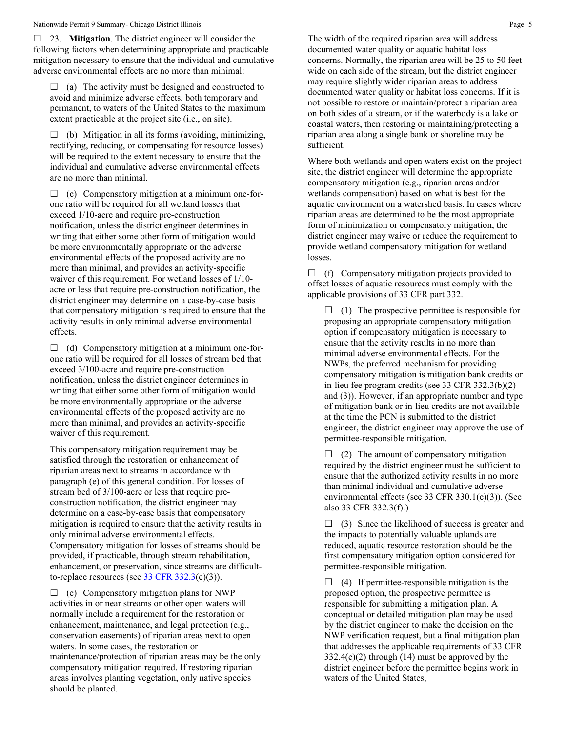☐ 23. **Mitigation**. The district engineer will consider the following factors when determining appropriate and practicable mitigation necessary to ensure that the individual and cumulative adverse environmental effects are no more than minimal:

☐ (a) The activity must be designed and constructed to avoid and minimize adverse effects, both temporary and permanent, to waters of the United States to the maximum extent practicable at the project site (i.e., on site).

☐ (b) Mitigation in all its forms (avoiding, minimizing, rectifying, reducing, or compensating for resource losses) will be required to the extent necessary to ensure that the individual and cumulative adverse environmental effects are no more than minimal.

☐ (c) Compensatory mitigation at a minimum one-for-one ratio will be required for all wetland losses that exceed 1/10-acre and require pre-construction notification, unless the district engineer determines in writing that either some other form of mitigation would be more environmentally appropriate or the adverse environmental effects of the proposed activity are no more than minimal, and provides an activity-specific waiver of this requirement. For wetland losses of 1/10-acre or less that require pre-construction notification, the district engineer may determine on a case-by-case basis that compensatory mitigation is required to ensure that the activity results in only minimal adverse environmental effects.

☐ (d) Compensatory mitigation at a minimum one-for-one ratio will be required for all losses of stream bed that exceed 3/100-acre and require pre-construction notification, unless the district engineer determines in writing that either some other form of mitigation would be more environmentally appropriate or the adverse environmental effects of the proposed activity are no more than minimal, and provides an activity-specific waiver of this requirement.

This compensatory mitigation requirement may be satisfied through the restoration or enhancement of riparian areas next to streams in accordance with paragraph (e) of this general condition. For losses of stream bed of 3/100-acre or less that require pre-construction notification, the district engineer may determine on a case-by-case basis that compensatory mitigation is required to ensure that the activity results in only minimal adverse environmental effects. Compensatory mitigation for losses of streams should be provided, if practicable, through stream rehabilitation, enhancement, or preservation, since streams are difficult-to-replace resources (see 33 CFR 332.3(e)(3)).

☐ (e) Compensatory mitigation plans for NWP activities in or near streams or other open waters will normally include a requirement for the restoration or enhancement, maintenance, and legal protection (e.g., conservation easements) of riparian areas next to open waters. In some cases, the restoration or maintenance/protection of riparian areas may be the only compensatory mitigation required. If restoring riparian areas involves planting vegetation, only native species should be planted. The width of the required riparian area will address documented water quality or aquatic habitat loss concerns. Normally, the riparian area will be 25 to 50 feet wide on each side of the stream, but the district engineer may require slightly wider riparian areas to address documented water quality or habitat loss concerns. If it is not possible to restore or maintain/protect a riparian area on both sides of a stream, or if the waterbody is a lake or coastal waters, then restoring or maintaining/protecting a riparian area along a single bank or shoreline may be sufficient.

Where both wetlands and open waters exist on the project site, the district engineer will determine the appropriate compensatory mitigation (e.g., riparian areas and/or wetlands compensation) based on what is best for the aquatic environment on a watershed basis. In cases where riparian areas are determined to be the most appropriate form of minimization or compensatory mitigation, the district engineer may waive or reduce the requirement to provide wetland compensatory mitigation for wetland losses.

☐ (f) Compensatory mitigation projects provided to offset losses of aquatic resources must comply with the applicable provisions of 33 CFR part 332.

☐ (1) The prospective permittee is responsible for proposing an appropriate compensatory mitigation option if compensatory mitigation is necessary to ensure that the activity results in no more than minimal adverse environmental effects. For the NWPs, the preferred mechanism for providing compensatory mitigation is mitigation bank credits or in-lieu fee program credits (see 33 CFR 332.3(b)(2) and (3)). However, if an appropriate number and type of mitigation bank or in-lieu credits are not available at the time the PCN is submitted to the district engineer, the district engineer may approve the use of permittee-responsible mitigation.

☐ (2) The amount of compensatory mitigation required by the district engineer must be sufficient to ensure that the authorized activity results in no more than minimal individual and cumulative adverse environmental effects (see 33 CFR 330.1(e)(3)). (See also 33 CFR 332.3(f).)

☐ (3) Since the likelihood of success is greater and the impacts to potentially valuable uplands are reduced, aquatic resource restoration should be the first compensatory mitigation option considered for permittee-responsible mitigation.

☐ (4) If permittee-responsible mitigation is the proposed option, the prospective permittee is responsible for submitting a mitigation plan. A conceptual or detailed mitigation plan may be used by the district engineer to make the decision on the NWP verification request, but a final mitigation plan that addresses the applicable requirements of 33 CFR 332.4(c)(2) through (14) must be approved by the district engineer before the permittee begins work in waters of the United States,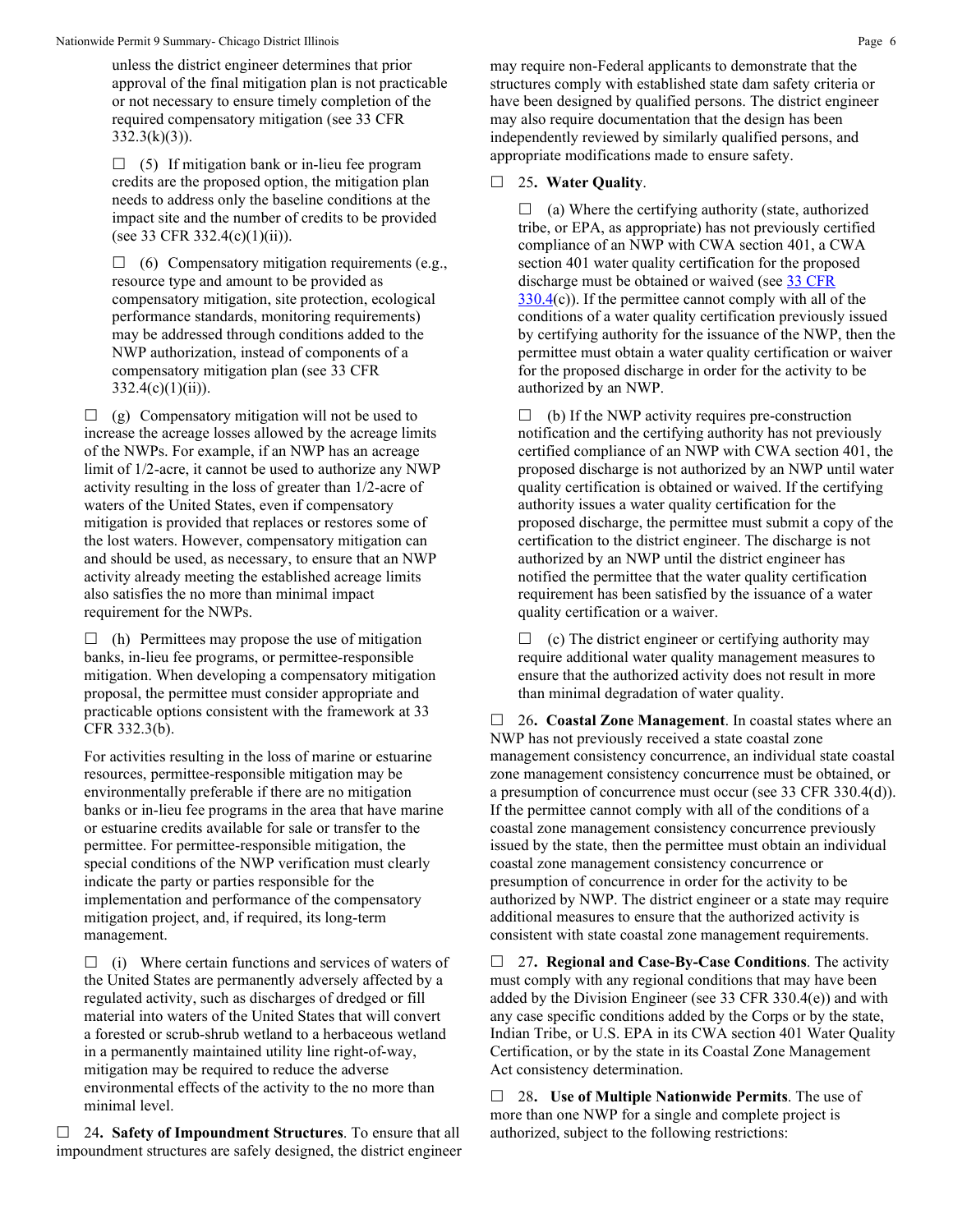unless the district engineer determines that prior approval of the final mitigation plan is not practicable or not necessary to ensure timely completion of the required compensatory mitigation (see 33 CFR 332.3(k)(3)).

☐ (5) If mitigation bank or in-lieu fee program credits are the proposed option, the mitigation plan needs to address only the baseline conditions at the impact site and the number of credits to be provided (see 33 CFR 332.4(c)(1)(ii)).

☐ (6) Compensatory mitigation requirements (e.g., resource type and amount to be provided as compensatory mitigation, site protection, ecological performance standards, monitoring requirements) may be addressed through conditions added to the NWP authorization, instead of components of a compensatory mitigation plan (see 33 CFR 332.4(c)(1)(ii)).

☐ (g) Compensatory mitigation will not be used to increase the acreage losses allowed by the acreage limits of the NWPs. For example, if an NWP has an acreage limit of 1/2-acre, it cannot be used to authorize any NWP activity resulting in the loss of greater than 1/2-acre of waters of the United States, even if compensatory mitigation is provided that replaces or restores some of the lost waters. However, compensatory mitigation can and should be used, as necessary, to ensure that an NWP activity already meeting the established acreage limits also satisfies the no more than minimal impact requirement for the NWPs.

☐ (h) Permittees may propose the use of mitigation banks, in-lieu fee programs, or permittee-responsible mitigation. When developing a compensatory mitigation proposal, the permittee must consider appropriate and practicable options consistent with the framework at 33 CFR 332.3(b).

For activities resulting in the loss of marine or estuarine resources, permittee-responsible mitigation may be environmentally preferable if there are no mitigation banks or in-lieu fee programs in the area that have marine or estuarine credits available for sale or transfer to the permittee. For permittee-responsible mitigation, the special conditions of the NWP verification must clearly indicate the party or parties responsible for the implementation and performance of the compensatory mitigation project, and, if required, its long-term management.

☐ (i) Where certain functions and services of waters of the United States are permanently adversely affected by a regulated activity, such as discharges of dredged or fill material into waters of the United States that will convert a forested or scrub-shrub wetland to a herbaceous wetland in a permanently maintained utility line right-of-way, mitigation may be required to reduce the adverse environmental effects of the activity to the no more than minimal level.

☐ 24**. Safety of Impoundment Structures**. To ensure that all impoundment structures are safely designed, the district engineer may require non-Federal applicants to demonstrate that the structures comply with established state dam safety criteria or have been designed by qualified persons. The district engineer may also require documentation that the design has been independently reviewed by similarly qualified persons, and appropriate modifications made to ensure safety.

☐ 25**. Water Quality**.

☐ (a) Where the certifying authority (state, authorized tribe, or EPA, as appropriate) has not previously certified compliance of an NWP with CWA section 401, a CWA section 401 water quality certification for the proposed discharge must be obtained or waived (see [33 CFR 330.4](#)(c)). If the permittee cannot comply with all of the conditions of a water quality certification previously issued by certifying authority for the issuance of the NWP, then the permittee must obtain a water quality certification or waiver for the proposed discharge in order for the activity to be authorized by an NWP.

☐ (b) If the NWP activity requires pre-construction notification and the certifying authority has not previously certified compliance of an NWP with CWA section 401, the proposed discharge is not authorized by an NWP until water quality certification is obtained or waived. If the certifying authority issues a water quality certification for the proposed discharge, the permittee must submit a copy of the certification to the district engineer. The discharge is not authorized by an NWP until the district engineer has notified the permittee that the water quality certification requirement has been satisfied by the issuance of a water quality certification or a waiver.

☐ (c) The district engineer or certifying authority may require additional water quality management measures to ensure that the authorized activity does not result in more than minimal degradation of water quality.

☐ 26**. Coastal Zone Management**. In coastal states where an NWP has not previously received a state coastal zone management consistency concurrence, an individual state coastal zone management consistency concurrence must be obtained, or a presumption of concurrence must occur (see 33 CFR 330.4(d)). If the permittee cannot comply with all of the conditions of a coastal zone management consistency concurrence previously issued by the state, then the permittee must obtain an individual coastal zone management consistency concurrence or presumption of concurrence in order for the activity to be authorized by NWP. The district engineer or a state may require additional measures to ensure that the authorized activity is consistent with state coastal zone management requirements.

☐ 27**. Regional and Case-By-Case Conditions**. The activity must comply with any regional conditions that may have been added by the Division Engineer (see 33 CFR 330.4(e)) and with any case specific conditions added by the Corps or by the state, Indian Tribe, or U.S. EPA in its CWA section 401 Water Quality Certification, or by the state in its Coastal Zone Management Act consistency determination.

☐ 28**. Use of Multiple Nationwide Permits**. The use of more than one NWP for a single and complete project is authorized, subject to the following restrictions: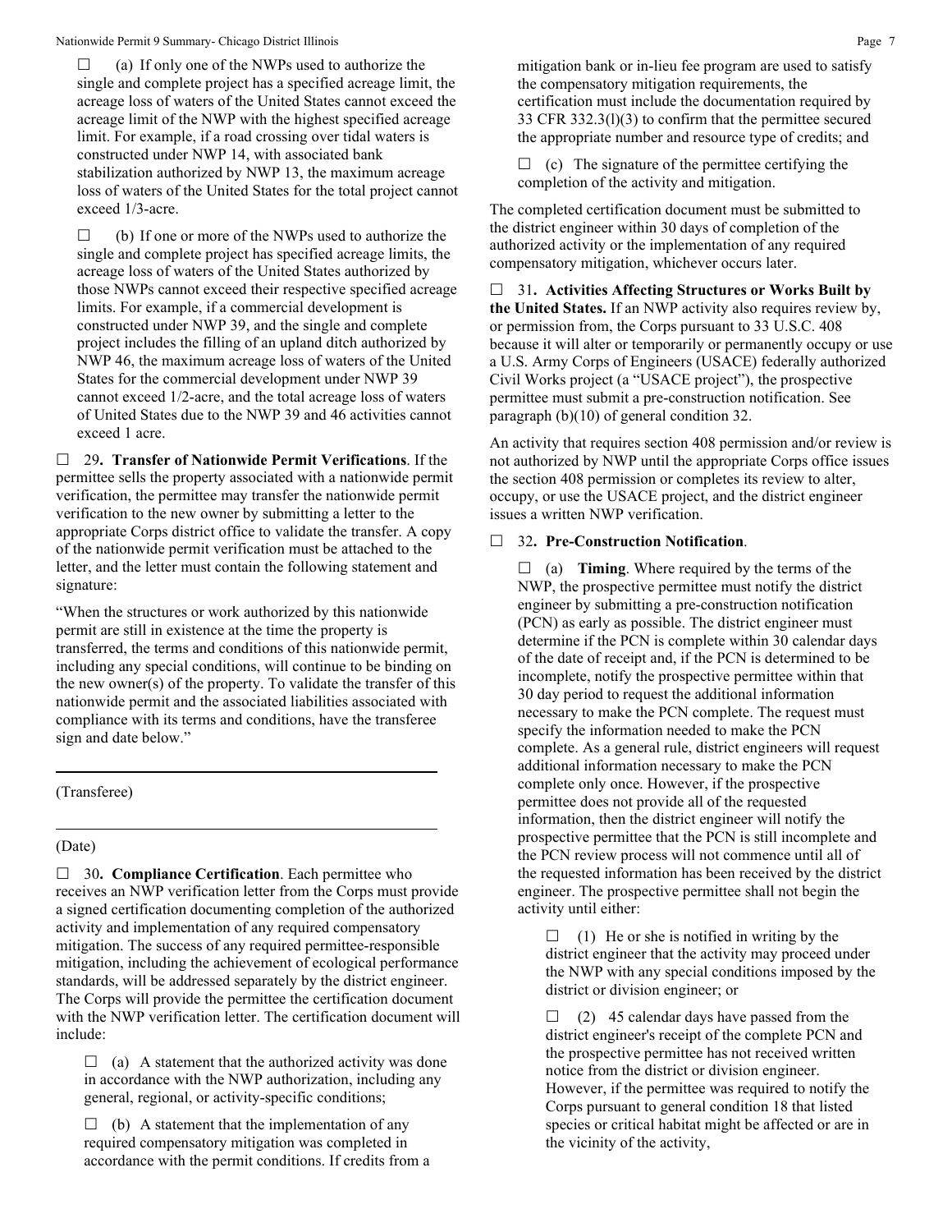☐ (a) If only one of the NWPs used to authorize the single and complete project has a specified acreage limit, the acreage loss of waters of the United States cannot exceed the acreage limit of the NWP with the highest specified acreage limit. For example, if a road crossing over tidal waters is constructed under NWP 14, with associated bank stabilization authorized by NWP 13, the maximum acreage loss of waters of the United States for the total project cannot exceed 1/3-acre.

☐ (b) If one or more of the NWPs used to authorize the single and complete project has specified acreage limits, the acreage loss of waters of the United States authorized by those NWPs cannot exceed their respective specified acreage limits. For example, if a commercial development is constructed under NWP 39, and the single and complete project includes the filling of an upland ditch authorized by NWP 46, the maximum acreage loss of waters of the United States for the commercial development under NWP 39 cannot exceed 1/2-acre, and the total acreage loss of waters of United States due to the NWP 39 and 46 activities cannot exceed 1 acre.

☐ 29**. Transfer of Nationwide Permit Verifications**. If the permittee sells the property associated with a nationwide permit verification, the permittee may transfer the nationwide permit verification to the new owner by submitting a letter to the appropriate Corps district office to validate the transfer. A copy of the nationwide permit verification must be attached to the letter, and the letter must contain the following statement and signature:

"When the structures or work authorized by this nationwide permit are still in existence at the time the property is transferred, the terms and conditions of this nationwide permit, including any special conditions, will continue to be binding on the new owner(s) of the property. To validate the transfer of this nationwide permit and the associated liabilities associated with compliance with its terms and conditions, have the transferee sign and date below."

\_\_\_\_\_\_\_\_\_\_\_\_\_\_\_\_\_\_\_\_\_\_\_\_\_\_\_\_\_\_\_\_\_\_\_\_\_\_\_\_\_\_\_\_

(Transferee)

\_\_\_\_\_\_\_\_\_\_\_\_\_\_\_\_\_\_\_\_\_\_\_\_\_\_\_\_\_\_\_\_\_\_\_\_\_\_\_\_\_\_\_\_

(Date)

☐ 30**. Compliance Certification**. Each permittee who receives an NWP verification letter from the Corps must provide a signed certification documenting completion of the authorized activity and implementation of any required compensatory mitigation. The success of any required permittee-responsible mitigation, including the achievement of ecological performance standards, will be addressed separately by the district engineer. The Corps will provide the permittee the certification document with the NWP verification letter. The certification document will include:

☐ (a) A statement that the authorized activity was done in accordance with the NWP authorization, including any general, regional, or activity-specific conditions;

☐ (b) A statement that the implementation of any required compensatory mitigation was completed in accordance with the permit conditions. If credits from a mitigation bank or in-lieu fee program are used to satisfy the compensatory mitigation requirements, the certification must include the documentation required by 33 CFR 332.3(l)(3) to confirm that the permittee secured the appropriate number and resource type of credits; and

☐ (c) The signature of the permittee certifying the completion of the activity and mitigation.

The completed certification document must be submitted to the district engineer within 30 days of completion of the authorized activity or the implementation of any required compensatory mitigation, whichever occurs later.

☐ 31**. Activities Affecting Structures or Works Built by the United States.** If an NWP activity also requires review by, or permission from, the Corps pursuant to 33 U.S.C. 408 because it will alter or temporarily or permanently occupy or use a U.S. Army Corps of Engineers (USACE) federally authorized Civil Works project (a "USACE project"), the prospective permittee must submit a pre-construction notification. See paragraph (b)(10) of general condition 32.

An activity that requires section 408 permission and/or review is not authorized by NWP until the appropriate Corps office issues the section 408 permission or completes its review to alter, occupy, or use the USACE project, and the district engineer issues a written NWP verification.

☐ 32**. Pre-Construction Notification**.

☐ (a) **Timing**. Where required by the terms of the NWP, the prospective permittee must notify the district engineer by submitting a pre-construction notification (PCN) as early as possible. The district engineer must determine if the PCN is complete within 30 calendar days of the date of receipt and, if the PCN is determined to be incomplete, notify the prospective permittee within that 30 day period to request the additional information necessary to make the PCN complete. The request must specify the information needed to make the PCN complete. As a general rule, district engineers will request additional information necessary to make the PCN complete only once. However, if the prospective permittee does not provide all of the requested information, then the district engineer will notify the prospective permittee that the PCN is still incomplete and the PCN review process will not commence until all of the requested information has been received by the district engineer. The prospective permittee shall not begin the activity until either:

☐ (1) He or she is notified in writing by the district engineer that the activity may proceed under the NWP with any special conditions imposed by the district or division engineer; or

☐ (2) 45 calendar days have passed from the district engineer's receipt of the complete PCN and the prospective permittee has not received written notice from the district or division engineer. However, if the permittee was required to notify the Corps pursuant to general condition 18 that listed species or critical habitat might be affected or are in the vicinity of the activity,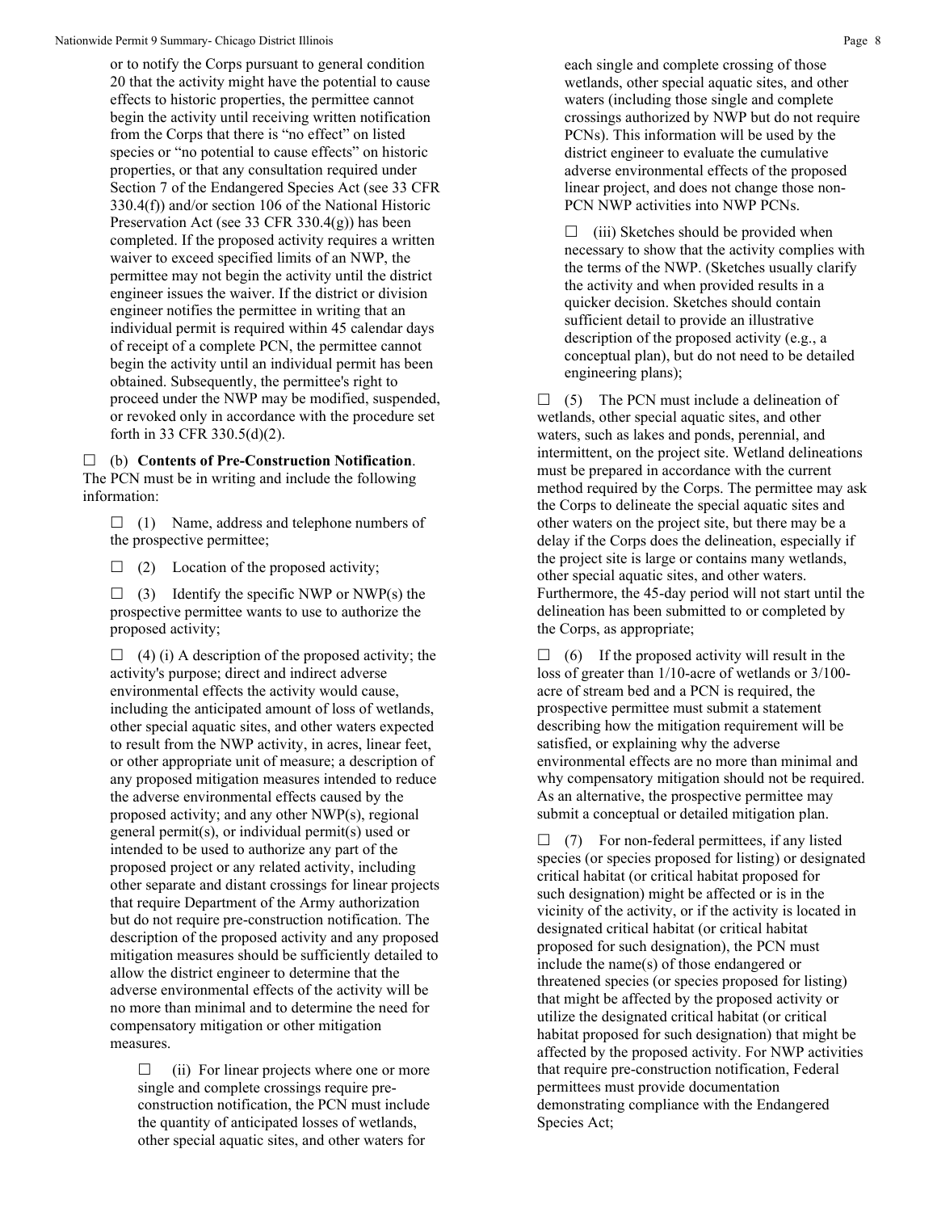or to notify the Corps pursuant to general condition 20 that the activity might have the potential to cause effects to historic properties, the permittee cannot begin the activity until receiving written notification from the Corps that there is "no effect" on listed species or "no potential to cause effects" on historic properties, or that any consultation required under Section 7 of the Endangered Species Act (see 33 CFR 330.4(f)) and/or section 106 of the National Historic Preservation Act (see 33 CFR 330.4(g)) has been completed. If the proposed activity requires a written waiver to exceed specified limits of an NWP, the permittee may not begin the activity until the district engineer issues the waiver. If the district or division engineer notifies the permittee in writing that an individual permit is required within 45 calendar days of receipt of a complete PCN, the permittee cannot begin the activity until an individual permit has been obtained. Subsequently, the permittee's right to proceed under the NWP may be modified, suspended, or revoked only in accordance with the procedure set forth in 33 CFR 330.5(d)(2).

☐ (b) **Contents of Pre-Construction Notification**. The PCN must be in writing and include the following information:

☐ (1) Name, address and telephone numbers of the prospective permittee;

☐ (2) Location of the proposed activity;

☐ (3) Identify the specific NWP or NWP(s) the prospective permittee wants to use to authorize the proposed activity;

☐ (4) (i) A description of the proposed activity; the activity's purpose; direct and indirect adverse environmental effects the activity would cause, including the anticipated amount of loss of wetlands, other special aquatic sites, and other waters expected to result from the NWP activity, in acres, linear feet, or other appropriate unit of measure; a description of any proposed mitigation measures intended to reduce the adverse environmental effects caused by the proposed activity; and any other NWP(s), regional general permit(s), or individual permit(s) used or intended to be used to authorize any part of the proposed project or any related activity, including other separate and distant crossings for linear projects that require Department of the Army authorization but do not require pre-construction notification. The description of the proposed activity and any proposed mitigation measures should be sufficiently detailed to allow the district engineer to determine that the adverse environmental effects of the activity will be no more than minimal and to determine the need for compensatory mitigation or other mitigation measures.

☐ (ii) For linear projects where one or more single and complete crossings require pre-construction notification, the PCN must include the quantity of anticipated losses of wetlands, other special aquatic sites, and other waters for each single and complete crossing of those wetlands, other special aquatic sites, and other waters (including those single and complete crossings authorized by NWP but do not require PCNs). This information will be used by the district engineer to evaluate the cumulative adverse environmental effects of the proposed linear project, and does not change those non-PCN NWP activities into NWP PCNs.

☐ (iii) Sketches should be provided when necessary to show that the activity complies with the terms of the NWP. (Sketches usually clarify the activity and when provided results in a quicker decision. Sketches should contain sufficient detail to provide an illustrative description of the proposed activity (e.g., a conceptual plan), but do not need to be detailed engineering plans);

☐ (5) The PCN must include a delineation of wetlands, other special aquatic sites, and other waters, such as lakes and ponds, perennial, and intermittent, on the project site. Wetland delineations must be prepared in accordance with the current method required by the Corps. The permittee may ask the Corps to delineate the special aquatic sites and other waters on the project site, but there may be a delay if the Corps does the delineation, especially if the project site is large or contains many wetlands, other special aquatic sites, and other waters. Furthermore, the 45-day period will not start until the delineation has been submitted to or completed by the Corps, as appropriate;

☐ (6) If the proposed activity will result in the loss of greater than 1/10-acre of wetlands or 3/100-acre of stream bed and a PCN is required, the prospective permittee must submit a statement describing how the mitigation requirement will be satisfied, or explaining why the adverse environmental effects are no more than minimal and why compensatory mitigation should not be required. As an alternative, the prospective permittee may submit a conceptual or detailed mitigation plan.

☐ (7) For non-federal permittees, if any listed species (or species proposed for listing) or designated critical habitat (or critical habitat proposed for such designation) might be affected or is in the vicinity of the activity, or if the activity is located in designated critical habitat (or critical habitat proposed for such designation), the PCN must include the name(s) of those endangered or threatened species (or species proposed for listing) that might be affected by the proposed activity or utilize the designated critical habitat (or critical habitat proposed for such designation) that might be affected by the proposed activity. For NWP activities that require pre-construction notification, Federal permittees must provide documentation demonstrating compliance with the Endangered Species Act;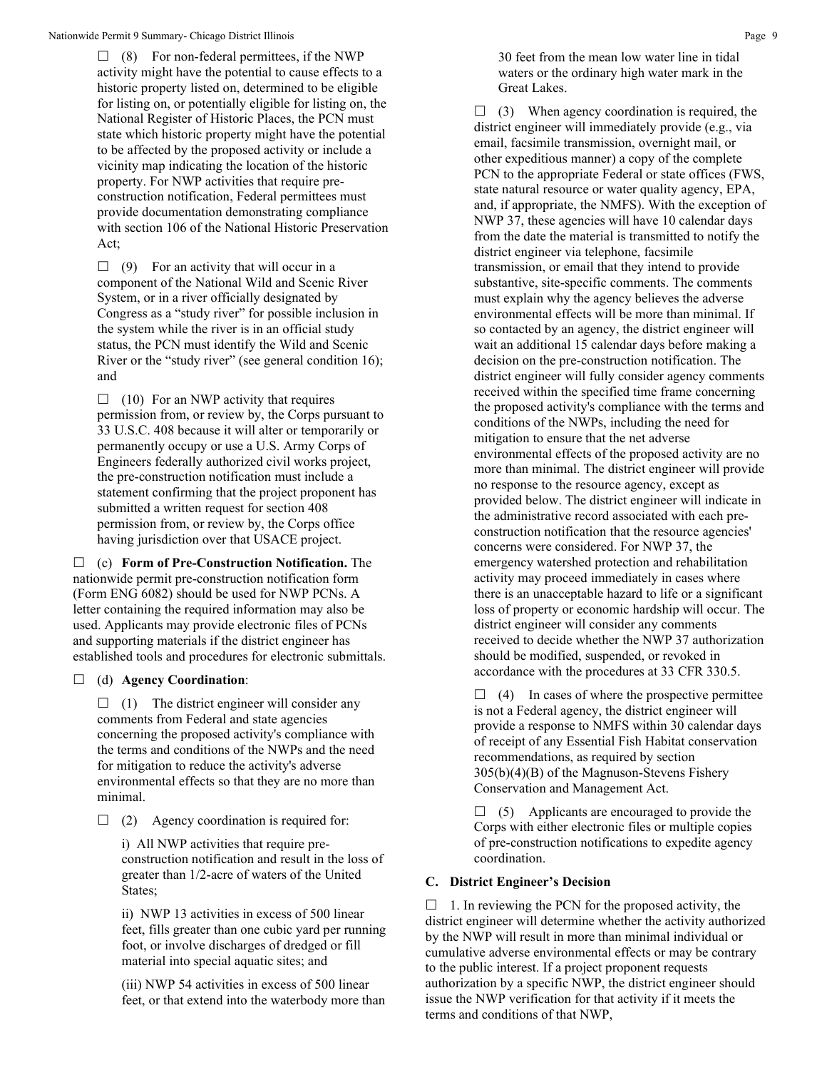☐ (8) For non-federal permittees, if the NWP activity might have the potential to cause effects to a historic property listed on, determined to be eligible for listing on, or potentially eligible for listing on, the National Register of Historic Places, the PCN must state which historic property might have the potential to be affected by the proposed activity or include a vicinity map indicating the location of the historic property. For NWP activities that require pre-construction notification, Federal permittees must provide documentation demonstrating compliance with section 106 of the National Historic Preservation Act;

☐ (9) For an activity that will occur in a component of the National Wild and Scenic River System, or in a river officially designated by Congress as a "study river" for possible inclusion in the system while the river is in an official study status, the PCN must identify the Wild and Scenic River or the "study river" (see general condition 16); and

☐ (10) For an NWP activity that requires permission from, or review by, the Corps pursuant to 33 U.S.C. 408 because it will alter or temporarily or permanently occupy or use a U.S. Army Corps of Engineers federally authorized civil works project, the pre-construction notification must include a statement confirming that the project proponent has submitted a written request for section 408 permission from, or review by, the Corps office having jurisdiction over that USACE project.

☐ (c) **Form of Pre-Construction Notification.** The nationwide permit pre-construction notification form (Form ENG 6082) should be used for NWP PCNs. A letter containing the required information may also be used. Applicants may provide electronic files of PCNs and supporting materials if the district engineer has established tools and procedures for electronic submittals.

☐ (d) **Agency Coordination**:

☐ (1) The district engineer will consider any comments from Federal and state agencies concerning the proposed activity's compliance with the terms and conditions of the NWPs and the need for mitigation to reduce the activity's adverse environmental effects so that they are no more than minimal.

☐ (2) Agency coordination is required for:

i) All NWP activities that require pre-construction notification and result in the loss of greater than 1/2-acre of waters of the United States;

ii) NWP 13 activities in excess of 500 linear feet, fills greater than one cubic yard per running foot, or involve discharges of dredged or fill material into special aquatic sites; and

(iii) NWP 54 activities in excess of 500 linear feet, or that extend into the waterbody more than 30 feet from the mean low water line in tidal waters or the ordinary high water mark in the Great Lakes.

☐ (3) When agency coordination is required, the district engineer will immediately provide (e.g., via email, facsimile transmission, overnight mail, or other expeditious manner) a copy of the complete PCN to the appropriate Federal or state offices (FWS, state natural resource or water quality agency, EPA, and, if appropriate, the NMFS). With the exception of NWP 37, these agencies will have 10 calendar days from the date the material is transmitted to notify the district engineer via telephone, facsimile transmission, or email that they intend to provide substantive, site-specific comments. The comments must explain why the agency believes the adverse environmental effects will be more than minimal. If so contacted by an agency, the district engineer will wait an additional 15 calendar days before making a decision on the pre-construction notification. The district engineer will fully consider agency comments received within the specified time frame concerning the proposed activity's compliance with the terms and conditions of the NWPs, including the need for mitigation to ensure that the net adverse environmental effects of the proposed activity are no more than minimal. The district engineer will provide no response to the resource agency, except as provided below. The district engineer will indicate in the administrative record associated with each pre-construction notification that the resource agencies' concerns were considered. For NWP 37, the emergency watershed protection and rehabilitation activity may proceed immediately in cases where there is an unacceptable hazard to life or a significant loss of property or economic hardship will occur. The district engineer will consider any comments received to decide whether the NWP 37 authorization should be modified, suspended, or revoked in accordance with the procedures at 33 CFR 330.5.

☐ (4) In cases of where the prospective permittee is not a Federal agency, the district engineer will provide a response to NMFS within 30 calendar days of receipt of any Essential Fish Habitat conservation recommendations, as required by section 305(b)(4)(B) of the Magnuson-Stevens Fishery Conservation and Management Act.

☐ (5) Applicants are encouraged to provide the Corps with either electronic files or multiple copies of pre-construction notifications to expedite agency coordination.

## C. District Engineer's Decision

☐ 1. In reviewing the PCN for the proposed activity, the district engineer will determine whether the activity authorized by the NWP will result in more than minimal individual or cumulative adverse environmental effects or may be contrary to the public interest. If a project proponent requests authorization by a specific NWP, the district engineer should issue the NWP verification for that activity if it meets the terms and conditions of that NWP,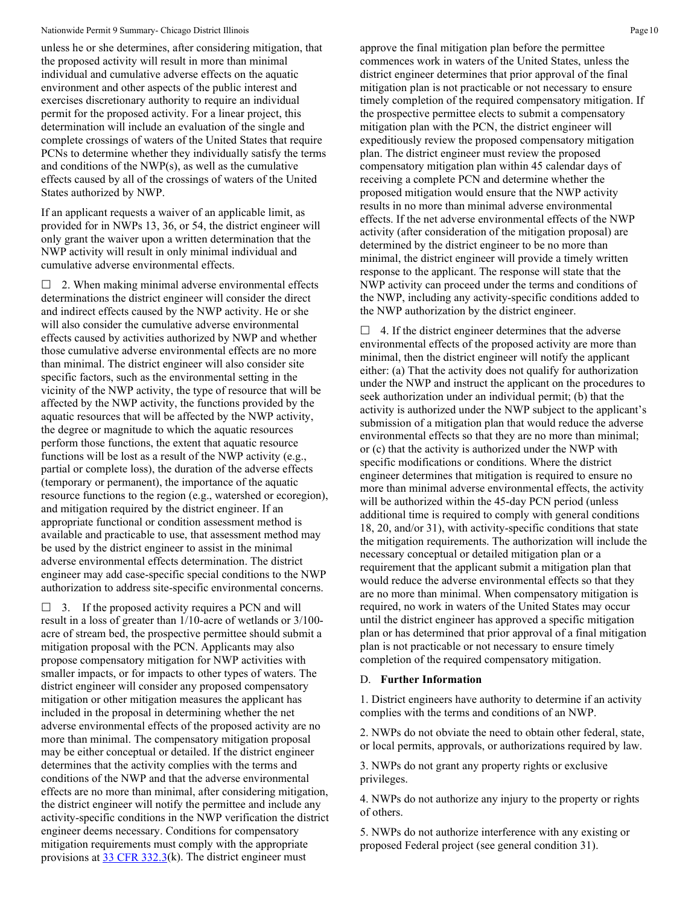unless he or she determines, after considering mitigation, that the proposed activity will result in more than minimal individual and cumulative adverse effects on the aquatic environment and other aspects of the public interest and exercises discretionary authority to require an individual permit for the proposed activity. For a linear project, this determination will include an evaluation of the single and complete crossings of waters of the United States that require PCNs to determine whether they individually satisfy the terms and conditions of the NWP(s), as well as the cumulative effects caused by all of the crossings of waters of the United States authorized by NWP.

If an applicant requests a waiver of an applicable limit, as provided for in NWPs 13, 36, or 54, the district engineer will only grant the waiver upon a written determination that the NWP activity will result in only minimal individual and cumulative adverse environmental effects.

☐ 2. When making minimal adverse environmental effects determinations the district engineer will consider the direct and indirect effects caused by the NWP activity. He or she will also consider the cumulative adverse environmental effects caused by activities authorized by NWP and whether those cumulative adverse environmental effects are no more than minimal. The district engineer will also consider site specific factors, such as the environmental setting in the vicinity of the NWP activity, the type of resource that will be affected by the NWP activity, the functions provided by the aquatic resources that will be affected by the NWP activity, the degree or magnitude to which the aquatic resources perform those functions, the extent that aquatic resource functions will be lost as a result of the NWP activity (e.g., partial or complete loss), the duration of the adverse effects (temporary or permanent), the importance of the aquatic resource functions to the region (e.g., watershed or ecoregion), and mitigation required by the district engineer. If an appropriate functional or condition assessment method is available and practicable to use, that assessment method may be used by the district engineer to assist in the minimal adverse environmental effects determination. The district engineer may add case-specific special conditions to the NWP authorization to address site-specific environmental concerns.

☐ 3. If the proposed activity requires a PCN and will result in a loss of greater than 1/10-acre of wetlands or 3/100-acre of stream bed, the prospective permittee should submit a mitigation proposal with the PCN. Applicants may also propose compensatory mitigation for NWP activities with smaller impacts, or for impacts to other types of waters. The district engineer will consider any proposed compensatory mitigation or other mitigation measures the applicant has included in the proposal in determining whether the net adverse environmental effects of the proposed activity are no more than minimal. The compensatory mitigation proposal may be either conceptual or detailed. If the district engineer determines that the activity complies with the terms and conditions of the NWP and that the adverse environmental effects are no more than minimal, after considering mitigation, the district engineer will notify the permittee and include any activity-specific conditions in the NWP verification the district engineer deems necessary. Conditions for compensatory mitigation requirements must comply with the appropriate provisions at 33 CFR 332.3(k). The district engineer must approve the final mitigation plan before the permittee commences work in waters of the United States, unless the district engineer determines that prior approval of the final mitigation plan is not practicable or not necessary to ensure timely completion of the required compensatory mitigation. If the prospective permittee elects to submit a compensatory mitigation plan with the PCN, the district engineer will expeditiously review the proposed compensatory mitigation plan. The district engineer must review the proposed compensatory mitigation plan within 45 calendar days of receiving a complete PCN and determine whether the proposed mitigation would ensure that the NWP activity results in no more than minimal adverse environmental effects. If the net adverse environmental effects of the NWP activity (after consideration of the mitigation proposal) are determined by the district engineer to be no more than minimal, the district engineer will provide a timely written response to the applicant. The response will state that the NWP activity can proceed under the terms and conditions of the NWP, including any activity-specific conditions added to the NWP authorization by the district engineer.

☐ 4. If the district engineer determines that the adverse environmental effects of the proposed activity are more than minimal, then the district engineer will notify the applicant either: (a) That the activity does not qualify for authorization under the NWP and instruct the applicant on the procedures to seek authorization under an individual permit; (b) that the activity is authorized under the NWP subject to the applicant's submission of a mitigation plan that would reduce the adverse environmental effects so that they are no more than minimal; or (c) that the activity is authorized under the NWP with specific modifications or conditions. Where the district engineer determines that mitigation is required to ensure no more than minimal adverse environmental effects, the activity will be authorized within the 45-day PCN period (unless additional time is required to comply with general conditions 18, 20, and/or 31), with activity-specific conditions that state the mitigation requirements. The authorization will include the necessary conceptual or detailed mitigation plan or a requirement that the applicant submit a mitigation plan that would reduce the adverse environmental effects so that they are no more than minimal. When compensatory mitigation is required, no work in waters of the United States may occur until the district engineer has approved a specific mitigation plan or has determined that prior approval of a final mitigation plan is not practicable or not necessary to ensure timely completion of the required compensatory mitigation.

## D. Further Information

1. District engineers have authority to determine if an activity complies with the terms and conditions of an NWP.

2. NWPs do not obviate the need to obtain other federal, state, or local permits, approvals, or authorizations required by law.

3. NWPs do not grant any property rights or exclusive privileges.

4. NWPs do not authorize any injury to the property or rights of others.

5. NWPs do not authorize interference with any existing or proposed Federal project (see general condition 31).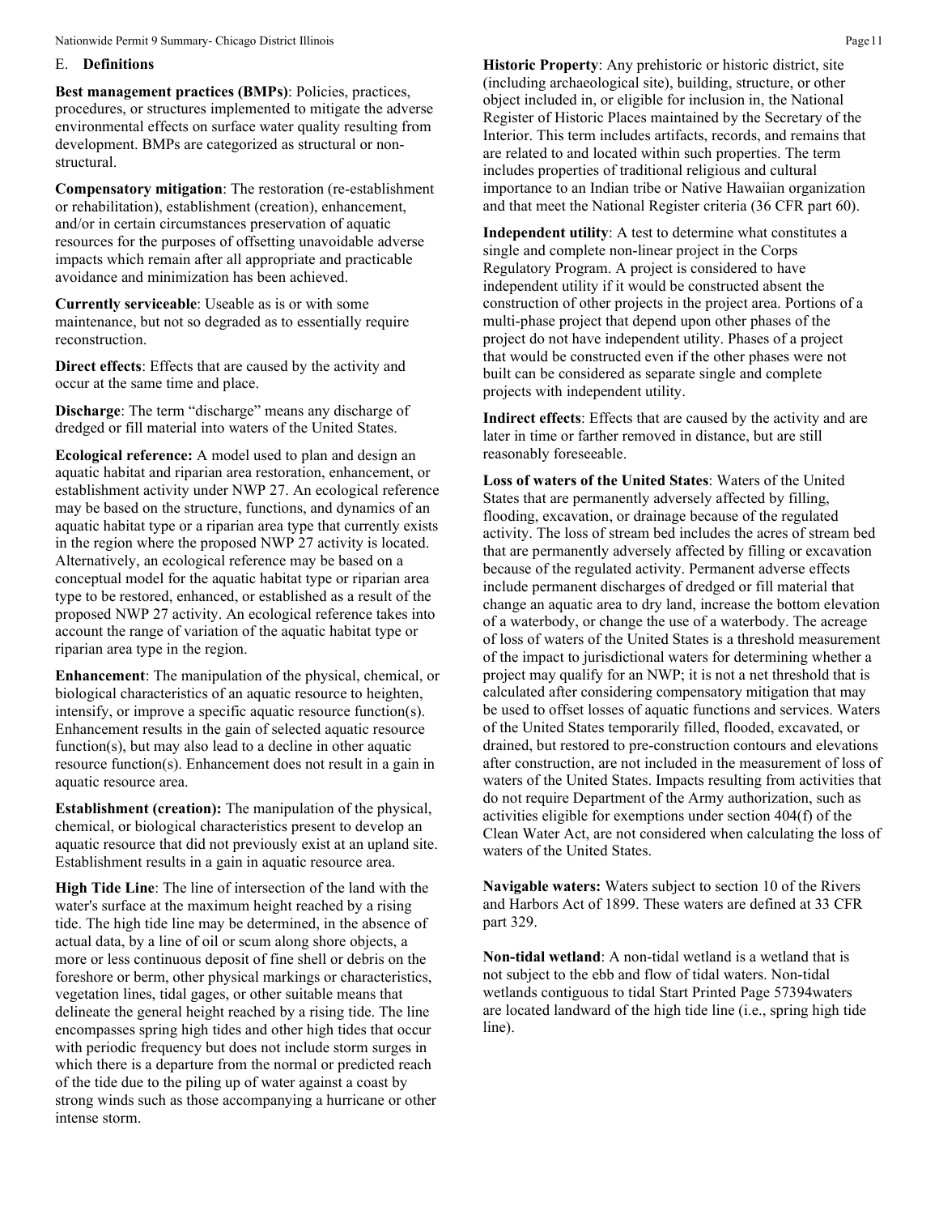## E. Definitions

**Best management practices (BMPs)**: Policies, practices, procedures, or structures implemented to mitigate the adverse environmental effects on surface water quality resulting from development. BMPs are categorized as structural or non-structural.

**Compensatory mitigation**: The restoration (re-establishment or rehabilitation), establishment (creation), enhancement, and/or in certain circumstances preservation of aquatic resources for the purposes of offsetting unavoidable adverse impacts which remain after all appropriate and practicable avoidance and minimization has been achieved.

**Currently serviceable**: Useable as is or with some maintenance, but not so degraded as to essentially require reconstruction.

**Direct effects**: Effects that are caused by the activity and occur at the same time and place.

**Discharge**: The term "discharge" means any discharge of dredged or fill material into waters of the United States.

**Ecological reference:** A model used to plan and design an aquatic habitat and riparian area restoration, enhancement, or establishment activity under NWP 27. An ecological reference may be based on the structure, functions, and dynamics of an aquatic habitat type or a riparian area type that currently exists in the region where the proposed NWP 27 activity is located. Alternatively, an ecological reference may be based on a conceptual model for the aquatic habitat type or riparian area type to be restored, enhanced, or established as a result of the proposed NWP 27 activity. An ecological reference takes into account the range of variation of the aquatic habitat type or riparian area type in the region.

**Enhancement**: The manipulation of the physical, chemical, or biological characteristics of an aquatic resource to heighten, intensify, or improve a specific aquatic resource function(s). Enhancement results in the gain of selected aquatic resource function(s), but may also lead to a decline in other aquatic resource function(s). Enhancement does not result in a gain in aquatic resource area.

**Establishment (creation):** The manipulation of the physical, chemical, or biological characteristics present to develop an aquatic resource that did not previously exist at an upland site. Establishment results in a gain in aquatic resource area.

**High Tide Line**: The line of intersection of the land with the water's surface at the maximum height reached by a rising tide. The high tide line may be determined, in the absence of actual data, by a line of oil or scum along shore objects, a more or less continuous deposit of fine shell or debris on the foreshore or berm, other physical markings or characteristics, vegetation lines, tidal gages, or other suitable means that delineate the general height reached by a rising tide. The line encompasses spring high tides and other high tides that occur with periodic frequency but does not include storm surges in which there is a departure from the normal or predicted reach of the tide due to the piling up of water against a coast by strong winds such as those accompanying a hurricane or other intense storm.

**Historic Property**: Any prehistoric or historic district, site (including archaeological site), building, structure, or other object included in, or eligible for inclusion in, the National Register of Historic Places maintained by the Secretary of the Interior. This term includes artifacts, records, and remains that are related to and located within such properties. The term includes properties of traditional religious and cultural importance to an Indian tribe or Native Hawaiian organization and that meet the National Register criteria (36 CFR part 60).

**Independent utility**: A test to determine what constitutes a single and complete non-linear project in the Corps Regulatory Program. A project is considered to have independent utility if it would be constructed absent the construction of other projects in the project area. Portions of a multi-phase project that depend upon other phases of the project do not have independent utility. Phases of a project that would be constructed even if the other phases were not built can be considered as separate single and complete projects with independent utility.

**Indirect effects**: Effects that are caused by the activity and are later in time or farther removed in distance, but are still reasonably foreseeable.

**Loss of waters of the United States**: Waters of the United States that are permanently adversely affected by filling, flooding, excavation, or drainage because of the regulated activity. The loss of stream bed includes the acres of stream bed that are permanently adversely affected by filling or excavation because of the regulated activity. Permanent adverse effects include permanent discharges of dredged or fill material that change an aquatic area to dry land, increase the bottom elevation of a waterbody, or change the use of a waterbody. The acreage of loss of waters of the United States is a threshold measurement of the impact to jurisdictional waters for determining whether a project may qualify for an NWP; it is not a net threshold that is calculated after considering compensatory mitigation that may be used to offset losses of aquatic functions and services. Waters of the United States temporarily filled, flooded, excavated, or drained, but restored to pre-construction contours and elevations after construction, are not included in the measurement of loss of waters of the United States. Impacts resulting from activities that do not require Department of the Army authorization, such as activities eligible for exemptions under section 404(f) of the Clean Water Act, are not considered when calculating the loss of waters of the United States.

**Navigable waters:** Waters subject to section 10 of the Rivers and Harbors Act of 1899. These waters are defined at 33 CFR part 329.

**Non-tidal wetland**: A non-tidal wetland is a wetland that is not subject to the ebb and flow of tidal waters. Non-tidal wetlands contiguous to tidal Start Printed Page 57394waters are located landward of the high tide line (i.e., spring high tide line).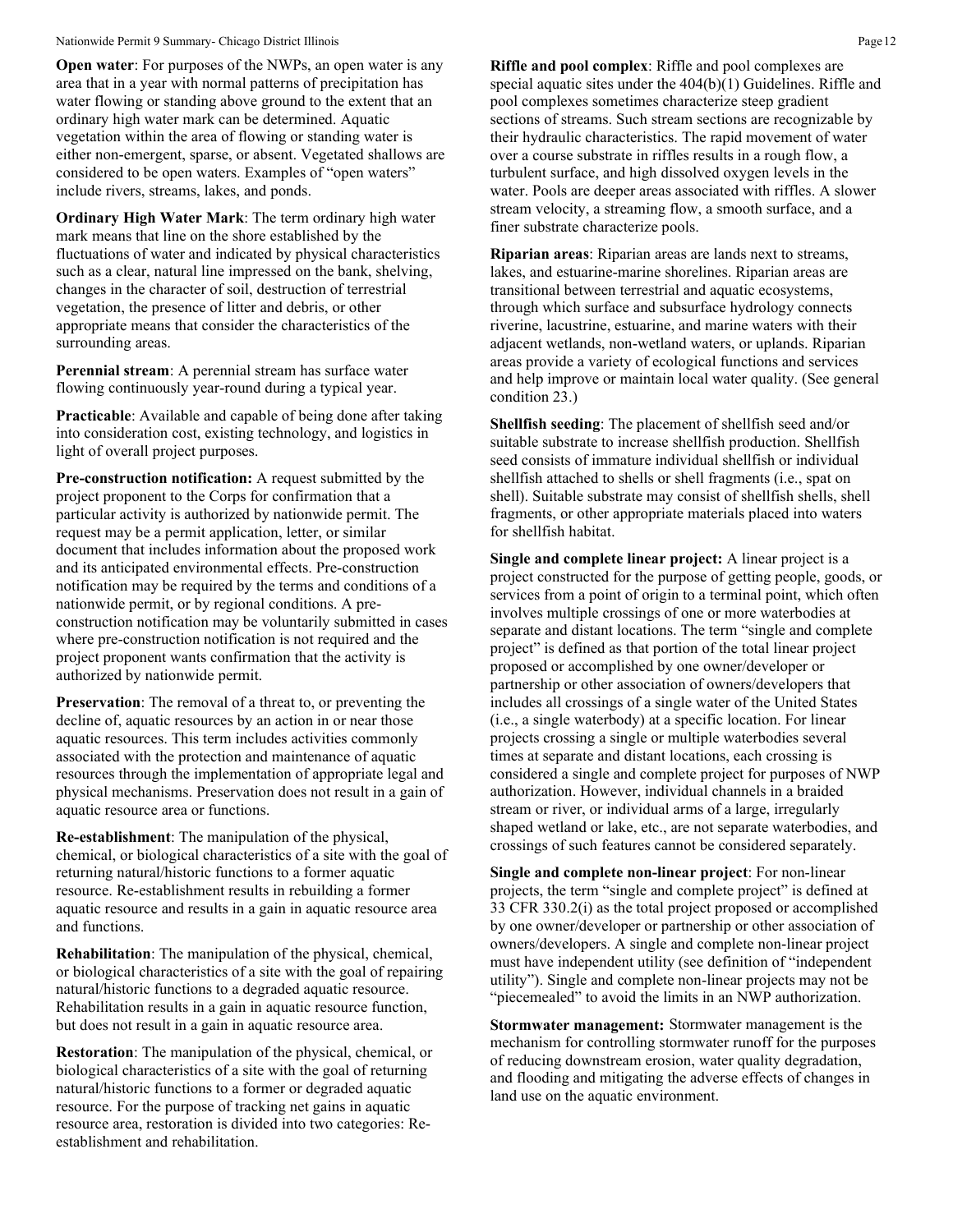**Open water**: For purposes of the NWPs, an open water is any area that in a year with normal patterns of precipitation has water flowing or standing above ground to the extent that an ordinary high water mark can be determined. Aquatic vegetation within the area of flowing or standing water is either non-emergent, sparse, or absent. Vegetated shallows are considered to be open waters. Examples of "open waters" include rivers, streams, lakes, and ponds.

**Ordinary High Water Mark**: The term ordinary high water mark means that line on the shore established by the fluctuations of water and indicated by physical characteristics such as a clear, natural line impressed on the bank, shelving, changes in the character of soil, destruction of terrestrial vegetation, the presence of litter and debris, or other appropriate means that consider the characteristics of the surrounding areas.

**Perennial stream**: A perennial stream has surface water flowing continuously year-round during a typical year.

**Practicable**: Available and capable of being done after taking into consideration cost, existing technology, and logistics in light of overall project purposes.

**Pre-construction notification:** A request submitted by the project proponent to the Corps for confirmation that a particular activity is authorized by nationwide permit. The request may be a permit application, letter, or similar document that includes information about the proposed work and its anticipated environmental effects. Pre-construction notification may be required by the terms and conditions of a nationwide permit, or by regional conditions. A pre-construction notification may be voluntarily submitted in cases where pre-construction notification is not required and the project proponent wants confirmation that the activity is authorized by nationwide permit.

**Preservation**: The removal of a threat to, or preventing the decline of, aquatic resources by an action in or near those aquatic resources. This term includes activities commonly associated with the protection and maintenance of aquatic resources through the implementation of appropriate legal and physical mechanisms. Preservation does not result in a gain of aquatic resource area or functions.

**Re-establishment**: The manipulation of the physical, chemical, or biological characteristics of a site with the goal of returning natural/historic functions to a former aquatic resource. Re-establishment results in rebuilding a former aquatic resource and results in a gain in aquatic resource area and functions.

**Rehabilitation**: The manipulation of the physical, chemical, or biological characteristics of a site with the goal of repairing natural/historic functions to a degraded aquatic resource. Rehabilitation results in a gain in aquatic resource function, but does not result in a gain in aquatic resource area.

**Restoration**: The manipulation of the physical, chemical, or biological characteristics of a site with the goal of returning natural/historic functions to a former or degraded aquatic resource. For the purpose of tracking net gains in aquatic resource area, restoration is divided into two categories: Re-establishment and rehabilitation.

**Riffle and pool complex**: Riffle and pool complexes are special aquatic sites under the 404(b)(1) Guidelines. Riffle and pool complexes sometimes characterize steep gradient sections of streams. Such stream sections are recognizable by their hydraulic characteristics. The rapid movement of water over a course substrate in riffles results in a rough flow, a turbulent surface, and high dissolved oxygen levels in the water. Pools are deeper areas associated with riffles. A slower stream velocity, a streaming flow, a smooth surface, and a finer substrate characterize pools.

**Riparian areas**: Riparian areas are lands next to streams, lakes, and estuarine-marine shorelines. Riparian areas are transitional between terrestrial and aquatic ecosystems, through which surface and subsurface hydrology connects riverine, lacustrine, estuarine, and marine waters with their adjacent wetlands, non-wetland waters, or uplands. Riparian areas provide a variety of ecological functions and services and help improve or maintain local water quality. (See general condition 23.)

**Shellfish seeding**: The placement of shellfish seed and/or suitable substrate to increase shellfish production. Shellfish seed consists of immature individual shellfish or individual shellfish attached to shells or shell fragments (i.e., spat on shell). Suitable substrate may consist of shellfish shells, shell fragments, or other appropriate materials placed into waters for shellfish habitat.

**Single and complete linear project:** A linear project is a project constructed for the purpose of getting people, goods, or services from a point of origin to a terminal point, which often involves multiple crossings of one or more waterbodies at separate and distant locations. The term "single and complete project" is defined as that portion of the total linear project proposed or accomplished by one owner/developer or partnership or other association of owners/developers that includes all crossings of a single water of the United States (i.e., a single waterbody) at a specific location. For linear projects crossing a single or multiple waterbodies several times at separate and distant locations, each crossing is considered a single and complete project for purposes of NWP authorization. However, individual channels in a braided stream or river, or individual arms of a large, irregularly shaped wetland or lake, etc., are not separate waterbodies, and crossings of such features cannot be considered separately.

**Single and complete non-linear project**: For non-linear projects, the term "single and complete project" is defined at 33 CFR 330.2(i) as the total project proposed or accomplished by one owner/developer or partnership or other association of owners/developers. A single and complete non-linear project must have independent utility (see definition of "independent utility"). Single and complete non-linear projects may not be "piecemealed" to avoid the limits in an NWP authorization.

**Stormwater management:** Stormwater management is the mechanism for controlling stormwater runoff for the purposes of reducing downstream erosion, water quality degradation, and flooding and mitigating the adverse effects of changes in land use on the aquatic environment.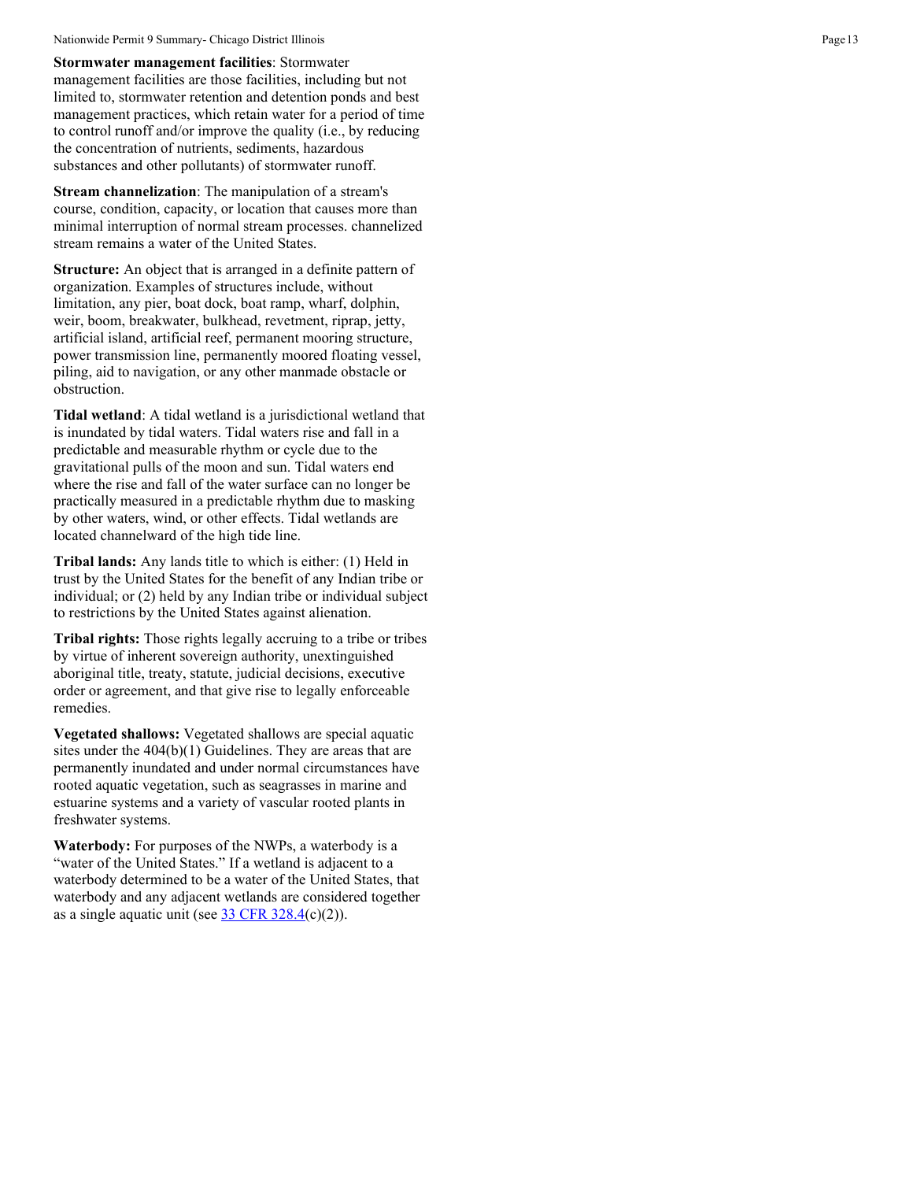**Stormwater management facilities**: Stormwater management facilities are those facilities, including but not limited to, stormwater retention and detention ponds and best management practices, which retain water for a period of time to control runoff and/or improve the quality (i.e., by reducing the concentration of nutrients, sediments, hazardous substances and other pollutants) of stormwater runoff.

**Stream channelization**: The manipulation of a stream's course, condition, capacity, or location that causes more than minimal interruption of normal stream processes. channelized stream remains a water of the United States.

**Structure:** An object that is arranged in a definite pattern of organization. Examples of structures include, without limitation, any pier, boat dock, boat ramp, wharf, dolphin, weir, boom, breakwater, bulkhead, revetment, riprap, jetty, artificial island, artificial reef, permanent mooring structure, power transmission line, permanently moored floating vessel, piling, aid to navigation, or any other manmade obstacle or obstruction.

**Tidal wetland**: A tidal wetland is a jurisdictional wetland that is inundated by tidal waters. Tidal waters rise and fall in a predictable and measurable rhythm or cycle due to the gravitational pulls of the moon and sun. Tidal waters end where the rise and fall of the water surface can no longer be practically measured in a predictable rhythm due to masking by other waters, wind, or other effects. Tidal wetlands are located channelward of the high tide line.

**Tribal lands:** Any lands title to which is either: (1) Held in trust by the United States for the benefit of any Indian tribe or individual; or (2) held by any Indian tribe or individual subject to restrictions by the United States against alienation.

**Tribal rights:** Those rights legally accruing to a tribe or tribes by virtue of inherent sovereign authority, unextinguished aboriginal title, treaty, statute, judicial decisions, executive order or agreement, and that give rise to legally enforceable remedies.

**Vegetated shallows:** Vegetated shallows are special aquatic sites under the 404(b)(1) Guidelines. They are areas that are permanently inundated and under normal circumstances have rooted aquatic vegetation, such as seagrasses in marine and estuarine systems and a variety of vascular rooted plants in freshwater systems.

**Waterbody:** For purposes of the NWPs, a waterbody is a "water of the United States." If a wetland is adjacent to a waterbody determined to be a water of the United States, that waterbody and any adjacent wetlands are considered together as a single aquatic unit (see 33 CFR 328.4(c)(2)).